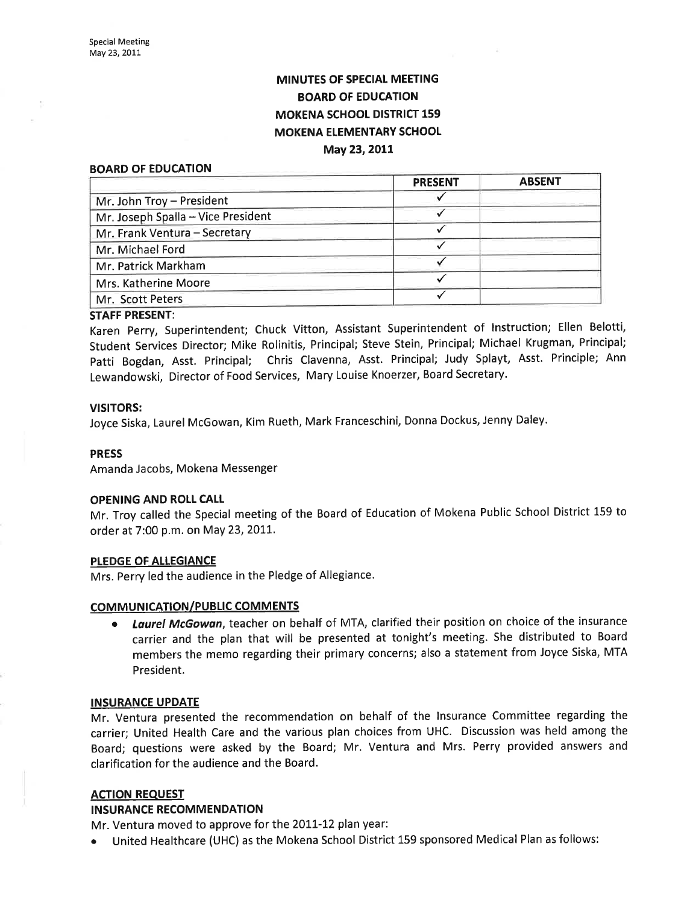# MINUTES OF SPECIAL MEETING
# BOARD OF EDUCATION
# MOKENA SCHOOL DISTRICT 159
# MOKENA ELEMENTARY SCHOOL
# May 23, 2011

## BOARD OF EDUCATION

| | PRESENT | ABSENT |
|---|---|---|
| Mr. John Troy – President | ✓ | |
| Mr. Joseph Spalla – Vice President | ✓ | |
| Mr. Frank Ventura – Secretary | ✓ | |
| Mr. Michael Ford | ✓ | |
| Mr. Patrick Markham | ✓ | |
| Mrs. Katherine Moore | ✓ | |
| Mr. Scott Peters | ✓ | |

**STAFF PRESENT**:
Karen Perry, Superintendent; Chuck Vitton, Assistant Superintendent of Instruction; Ellen Belotti, Student Services Director; Mike Rolinitis, Principal; Steve Stein, Principal; Michael Krugman, Principal; Patti Bogdan, Asst. Principal; Chris Clavenna, Asst. Principal; Judy Splayt, Asst. Principle; Ann Lewandowski, Director of Food Services, Mary Louise Knoerzer, Board Secretary.

**VISITORS:**
Joyce Siska, Laurel McGowan, Kim Rueth, Mark Franceschini, Donna Dockus, Jenny Daley.

**PRESS**
Amanda Jacobs, Mokena Messenger

**OPENING AND ROLL CALL**
Mr. Troy called the Special meeting of the Board of Education of Mokena Public School District 159 to order at 7:00 p.m. on May 23, 2011.

**PLEDGE OF ALLEGIANCE**
Mrs. Perry led the audience in the Pledge of Allegiance.

**COMMUNICATION/PUBLIC COMMENTS**

- ***Laurel McGowan***, teacher on behalf of MTA, clarified their position on choice of the insurance carrier and the plan that will be presented at tonight's meeting. She distributed to Board members the memo regarding their primary concerns; also a statement from Joyce Siska, MTA President.

**INSURANCE UPDATE**
Mr. Ventura presented the recommendation on behalf of the Insurance Committee regarding the carrier; United Health Care and the various plan choices from UHC. Discussion was held among the Board; questions were asked by the Board; Mr. Ventura and Mrs. Perry provided answers and clarification for the audience and the Board.

**ACTION REQUEST**
**INSURANCE RECOMMENDATION**
Mr. Ventura moved to approve for the 2011-12 plan year:

- United Healthcare (UHC) as the Mokena School District 159 sponsored Medical Plan as follows: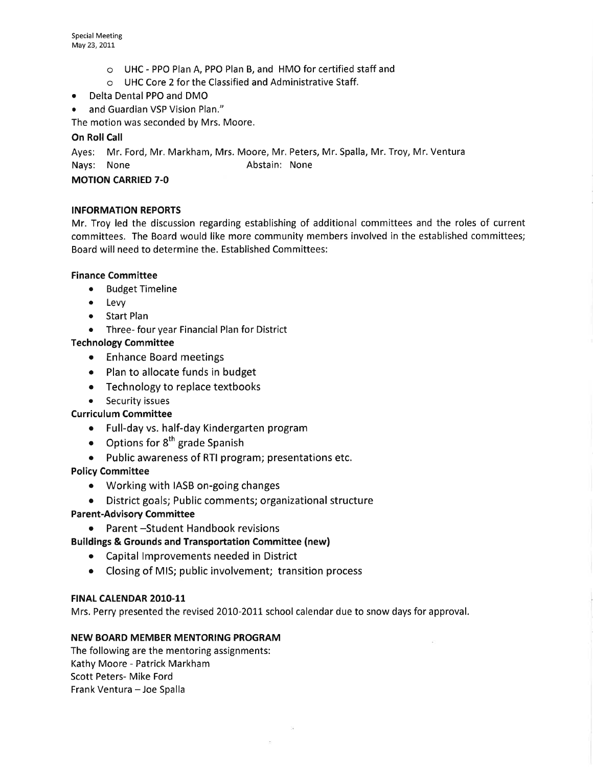- UHC - PPO Plan A, PPO Plan B, and HMO for certified staff and
  - UHC Core 2 for the Classified and Administrative Staff.
- Delta Dental PPO and DMO
- and Guardian VSP Vision Plan."

The motion was seconded by Mrs. Moore.

**On Roll Call**

Ayes: Mr. Ford, Mr. Markham, Mrs. Moore, Mr. Peters, Mr. Spalla, Mr. Troy, Mr. Ventura
Nays: None Abstain: None

**MOTION CARRIED 7-0**

**INFORMATION REPORTS**

Mr. Troy led the discussion regarding establishing of additional committees and the roles of current committees. The Board would like more community members involved in the established committees; Board will need to determine the. Established Committees:

**Finance Committee**

- Budget Timeline
- Levy
- Start Plan
- Three- four year Financial Plan for District

**Technology Committee**

- Enhance Board meetings
- Plan to allocate funds in budget
- Technology to replace textbooks
- Security issues

**Curriculum Committee**

- Full-day vs. half-day Kindergarten program
- Options for 8th grade Spanish
- Public awareness of RTI program; presentations etc.

**Policy Committee**

- Working with IASB on-going changes
- District goals; Public comments; organizational structure

**Parent-Advisory Committee**

- Parent –Student Handbook revisions

**Buildings & Grounds and Transportation Committee (new)**

- Capital Improvements needed in District
- Closing of MIS; public involvement; transition process

**FINAL CALENDAR 2010-11**

Mrs. Perry presented the revised 2010-2011 school calendar due to snow days for approval.

**NEW BOARD MEMBER MENTORING PROGRAM**

The following are the mentoring assignments:
Kathy Moore - Patrick Markham
Scott Peters- Mike Ford
Frank Ventura – Joe Spalla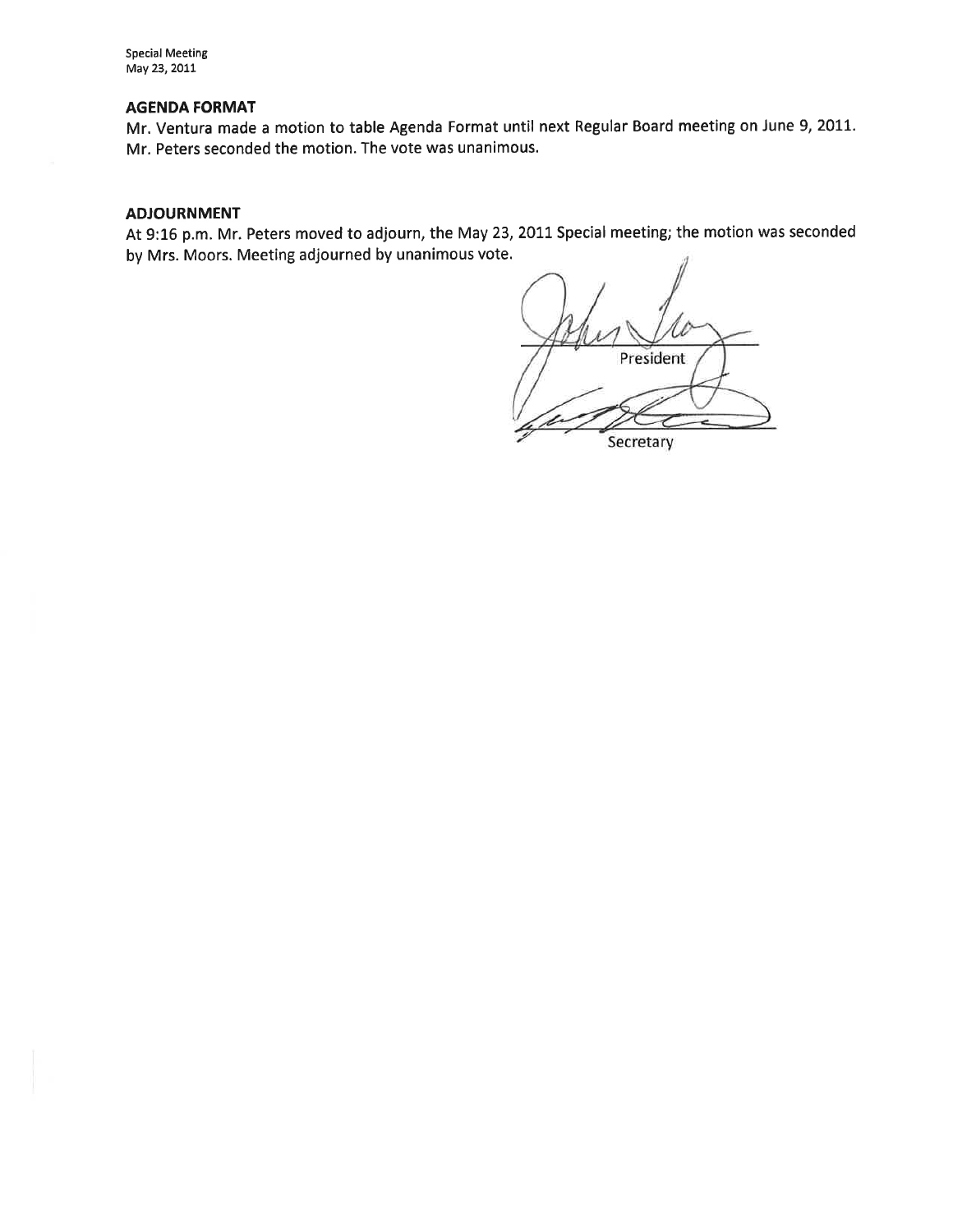## AGENDA FORMAT

Mr. Ventura made a motion to table Agenda Format until next Regular Board meeting on June 9, 2011. Mr. Peters seconded the motion. The vote was unanimous.

## ADJOURNMENT

At 9:16 p.m. Mr. Peters moved to adjourn, the May 23, 2011 Special meeting; the motion was seconded by Mrs. Moors. Meeting adjourned by unanimous vote.

President

Secretary